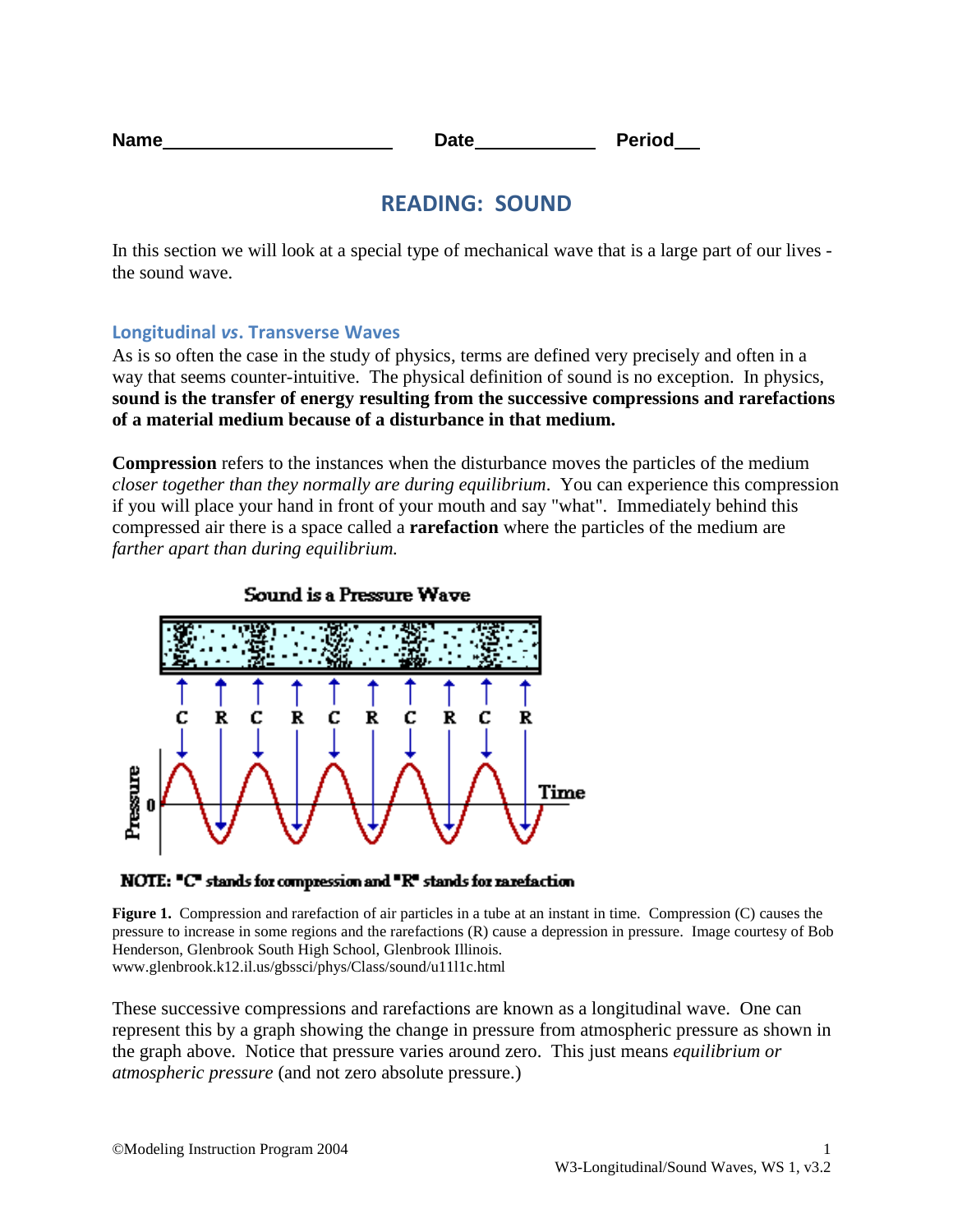Name______________________ Date___________ Period__

# READING: SOUND

In this section we will look at a special type of mechanical wave that is a large part of our lives - the sound wave.

## Longitudinal *vs*. Transverse Waves

As is so often the case in the study of physics, terms are defined very precisely and often in a way that seems counter-intuitive. The physical definition of sound is no exception. In physics, **sound is the transfer of energy resulting from the successive compressions and rarefactions of a material medium because of a disturbance in that medium.**

**Compression** refers to the instances when the disturbance moves the particles of the medium *closer together than they normally are during equilibrium*. You can experience this compression if you will place your hand in front of your mouth and say "what". Immediately behind this compressed air there is a space called a **rarefaction** where the particles of the medium are *farther apart than during equilibrium.*

Sound is a Pressure Wave

NOTE: "C" stands for compression and "R" stands for rarefaction

**Figure 1.** Compression and rarefaction of air particles in a tube at an instant in time. Compression (C) causes the pressure to increase in some regions and the rarefactions (R) cause a depression in pressure. Image courtesy of Bob Henderson, Glenbrook South High School, Glenbrook Illinois. www.glenbrook.k12.il.us/gbssci/phys/Class/sound/u11l1c.html

These successive compressions and rarefactions are known as a longitudinal wave. One can represent this by a graph showing the change in pressure from atmospheric pressure as shown in the graph above. Notice that pressure varies around zero. This just means *equilibrium or atmospheric pressure* (and not zero absolute pressure.)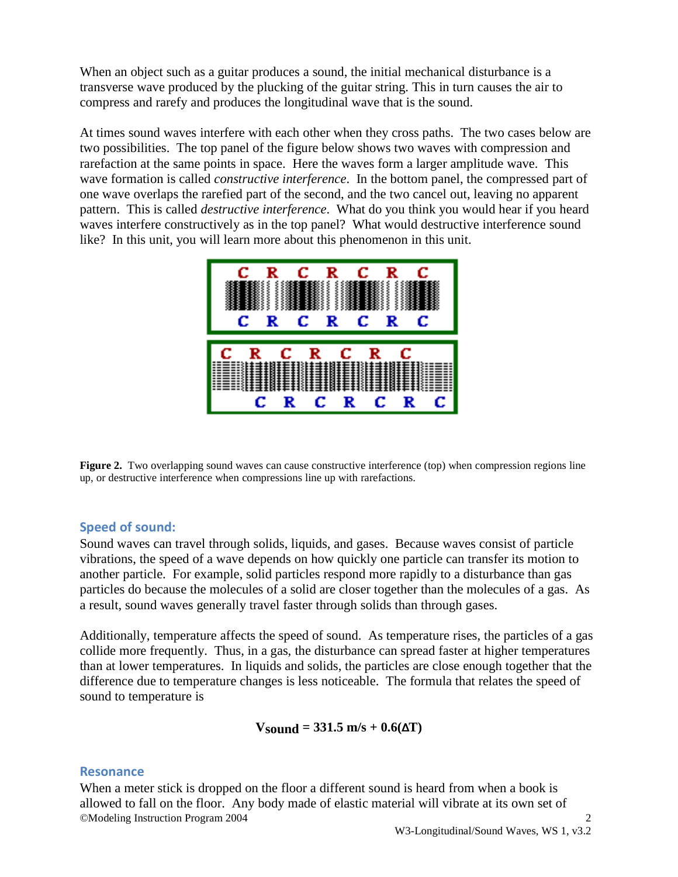When an object such as a guitar produces a sound, the initial mechanical disturbance is a transverse wave produced by the plucking of the guitar string. This in turn causes the air to compress and rarefy and produces the longitudinal wave that is the sound.

At times sound waves interfere with each other when they cross paths. The two cases below are two possibilities. The top panel of the figure below shows two waves with compression and rarefaction at the same points in space. Here the waves form a larger amplitude wave. This wave formation is called *constructive interference*. In the bottom panel, the compressed part of one wave overlaps the rarefied part of the second, and the two cancel out, leaving no apparent pattern. This is called *destructive interference*. What do you think you would hear if you heard waves interfere constructively as in the top panel? What would destructive interference sound like? In this unit, you will learn more about this phenomenon in this unit.

**Figure 2.** Two overlapping sound waves can cause constructive interference (top) when compression regions line up, or destructive interference when compressions line up with rarefactions.

### Speed of sound:

Sound waves can travel through solids, liquids, and gases. Because waves consist of particle vibrations, the speed of a wave depends on how quickly one particle can transfer its motion to another particle. For example, solid particles respond more rapidly to a disturbance than gas particles do because the molecules of a solid are closer together than the molecules of a gas. As a result, sound waves generally travel faster through solids than through gases.

Additionally, temperature affects the speed of sound. As temperature rises, the particles of a gas collide more frequently. Thus, in a gas, the disturbance can spread faster at higher temperatures than at lower temperatures. In liquids and solids, the particles are close enough together that the difference due to temperature changes is less noticeable. The formula that relates the speed of sound to temperature is

$$V_{sound} = 331.5 \text{ m/s} + 0.6(\Delta T)$$

### Resonance

When a meter stick is dropped on the floor a different sound is heard from when a book is allowed to fall on the floor. Any body made of elastic material will vibrate at its own set of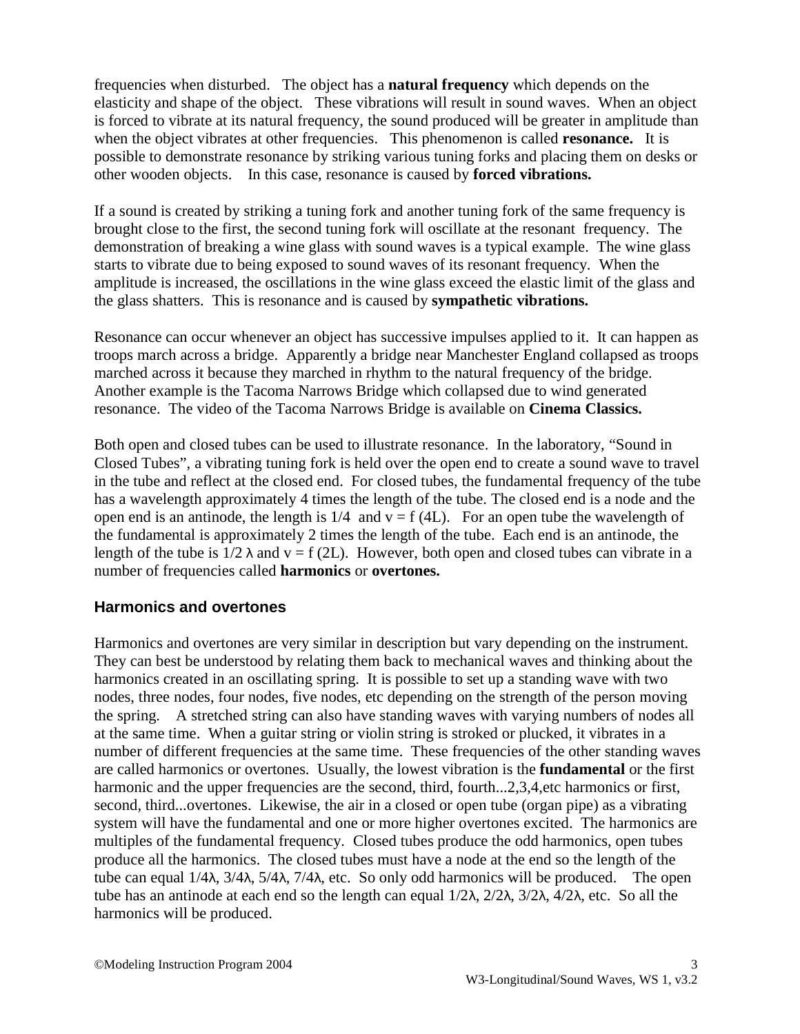frequencies when disturbed. The object has a **natural frequency** which depends on the elasticity and shape of the object. These vibrations will result in sound waves. When an object is forced to vibrate at its natural frequency, the sound produced will be greater in amplitude than when the object vibrates at other frequencies. This phenomenon is called **resonance.** It is possible to demonstrate resonance by striking various tuning forks and placing them on desks or other wooden objects. In this case, resonance is caused by **forced vibrations.**

If a sound is created by striking a tuning fork and another tuning fork of the same frequency is brought close to the first, the second tuning fork will oscillate at the resonant frequency. The demonstration of breaking a wine glass with sound waves is a typical example. The wine glass starts to vibrate due to being exposed to sound waves of its resonant frequency. When the amplitude is increased, the oscillations in the wine glass exceed the elastic limit of the glass and the glass shatters. This is resonance and is caused by **sympathetic vibrations.**

Resonance can occur whenever an object has successive impulses applied to it. It can happen as troops march across a bridge. Apparently a bridge near Manchester England collapsed as troops marched across it because they marched in rhythm to the natural frequency of the bridge. Another example is the Tacoma Narrows Bridge which collapsed due to wind generated resonance. The video of the Tacoma Narrows Bridge is available on **Cinema Classics.**

Both open and closed tubes can be used to illustrate resonance. In the laboratory, "Sound in Closed Tubes", a vibrating tuning fork is held over the open end to create a sound wave to travel in the tube and reflect at the closed end. For closed tubes, the fundamental frequency of the tube has a wavelength approximately 4 times the length of the tube. The closed end is a node and the open end is an antinode, the length is 1/4 and $v = f\,(4L)$. For an open tube the wavelength of the fundamental is approximately 2 times the length of the tube. Each end is an antinode, the length of the tube is $1/2\ \lambda$ and $v = f\,(2L)$. However, both open and closed tubes can vibrate in a number of frequencies called **harmonics** or **overtones.**

## Harmonics and overtones

Harmonics and overtones are very similar in description but vary depending on the instrument. They can best be understood by relating them back to mechanical waves and thinking about the harmonics created in an oscillating spring. It is possible to set up a standing wave with two nodes, three nodes, four nodes, five nodes, etc depending on the strength of the person moving the spring. A stretched string can also have standing waves with varying numbers of nodes all at the same time. When a guitar string or violin string is stroked or plucked, it vibrates in a number of different frequencies at the same time. These frequencies of the other standing waves are called harmonics or overtones. Usually, the lowest vibration is the **fundamental** or the first harmonic and the upper frequencies are the second, third, fourth...2,3,4,etc harmonics or first, second, third...overtones. Likewise, the air in a closed or open tube (organ pipe) as a vibrating system will have the fundamental and one or more higher overtones excited. The harmonics are multiples of the fundamental frequency. Closed tubes produce the odd harmonics, open tubes produce all the harmonics. The closed tubes must have a node at the end so the length of the tube can equal $1/4\lambda$, $3/4\lambda$, $5/4\lambda$, $7/4\lambda$, etc. So only odd harmonics will be produced. The open tube has an antinode at each end so the length can equal $1/2\lambda$, $2/2\lambda$, $3/2\lambda$, $4/2\lambda$, etc. So all the harmonics will be produced.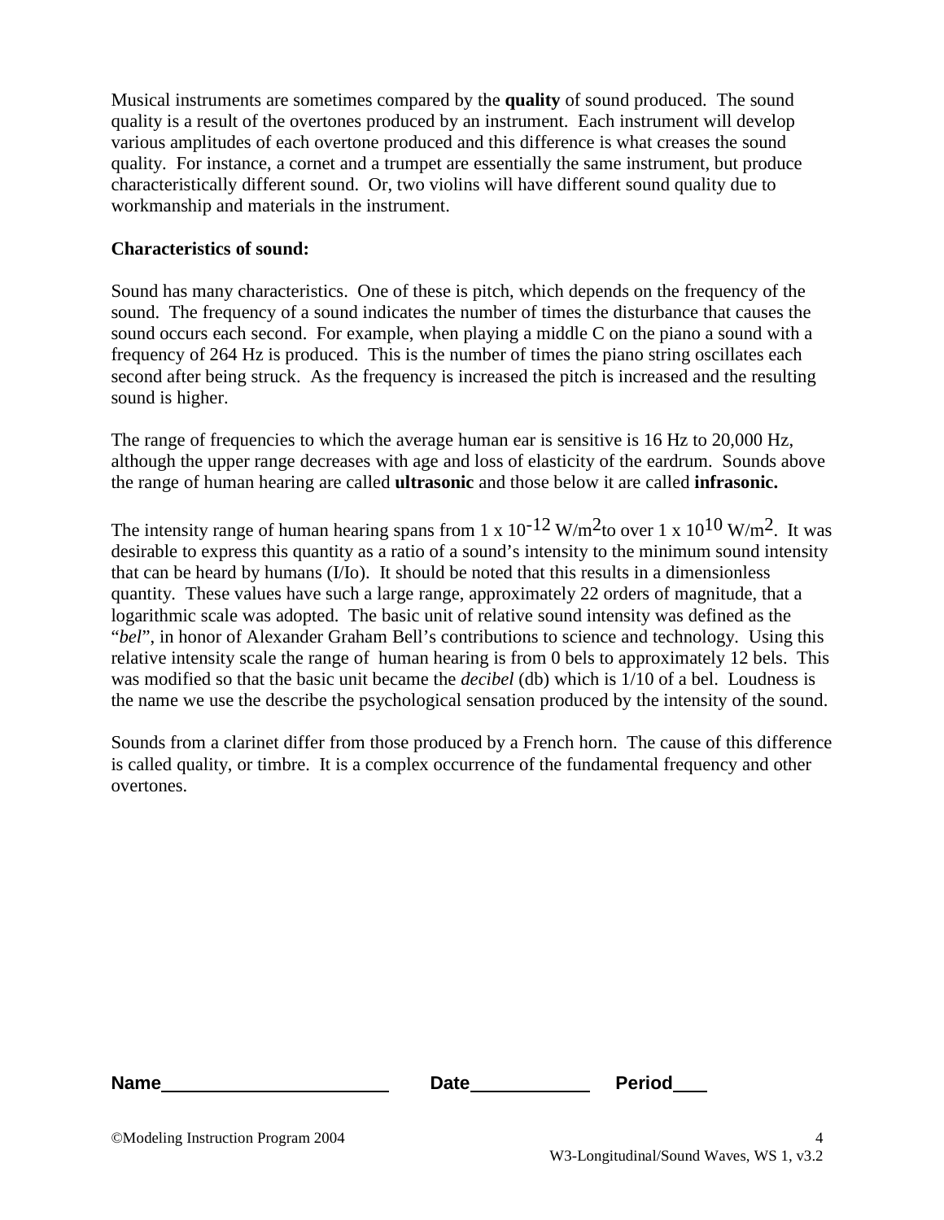Musical instruments are sometimes compared by the **quality** of sound produced. The sound quality is a result of the overtones produced by an instrument. Each instrument will develop various amplitudes of each overtone produced and this difference is what creases the sound quality. For instance, a cornet and a trumpet are essentially the same instrument, but produce characteristically different sound. Or, two violins will have different sound quality due to workmanship and materials in the instrument.

**Characteristics of sound:**

Sound has many characteristics. One of these is pitch, which depends on the frequency of the sound. The frequency of a sound indicates the number of times the disturbance that causes the sound occurs each second. For example, when playing a middle C on the piano a sound with a frequency of 264 Hz is produced. This is the number of times the piano string oscillates each second after being struck. As the frequency is increased the pitch is increased and the resulting sound is higher.

The range of frequencies to which the average human ear is sensitive is 16 Hz to 20,000 Hz, although the upper range decreases with age and loss of elasticity of the eardrum. Sounds above the range of human hearing are called **ultrasonic** and those below it are called **infrasonic.**

The intensity range of human hearing spans from $1 \times 10^{-12}$ W/m$^2$to over $1 \times 10^{10}$ W/m$^2$. It was desirable to express this quantity as a ratio of a sound's intensity to the minimum sound intensity that can be heard by humans ($I/I_o$). It should be noted that this results in a dimensionless quantity. These values have such a large range, approximately 22 orders of magnitude, that a logarithmic scale was adopted. The basic unit of relative sound intensity was defined as the "*bel*", in honor of Alexander Graham Bell's contributions to science and technology. Using this relative intensity scale the range of human hearing is from 0 bels to approximately 12 bels. This was modified so that the basic unit became the *decibel* (db) which is 1/10 of a bel. Loudness is the name we use the describe the psychological sensation produced by the intensity of the sound.

Sounds from a clarinet differ from those produced by a French horn. The cause of this difference is called quality, or timbre. It is a complex occurrence of the fundamental frequency and other overtones.

**Name**\_\_\_\_\_\_\_\_\_\_\_\_\_\_\_\_\_\_\_\_ **Date**\_\_\_\_\_\_\_\_\_\_ **Period**\_\_\_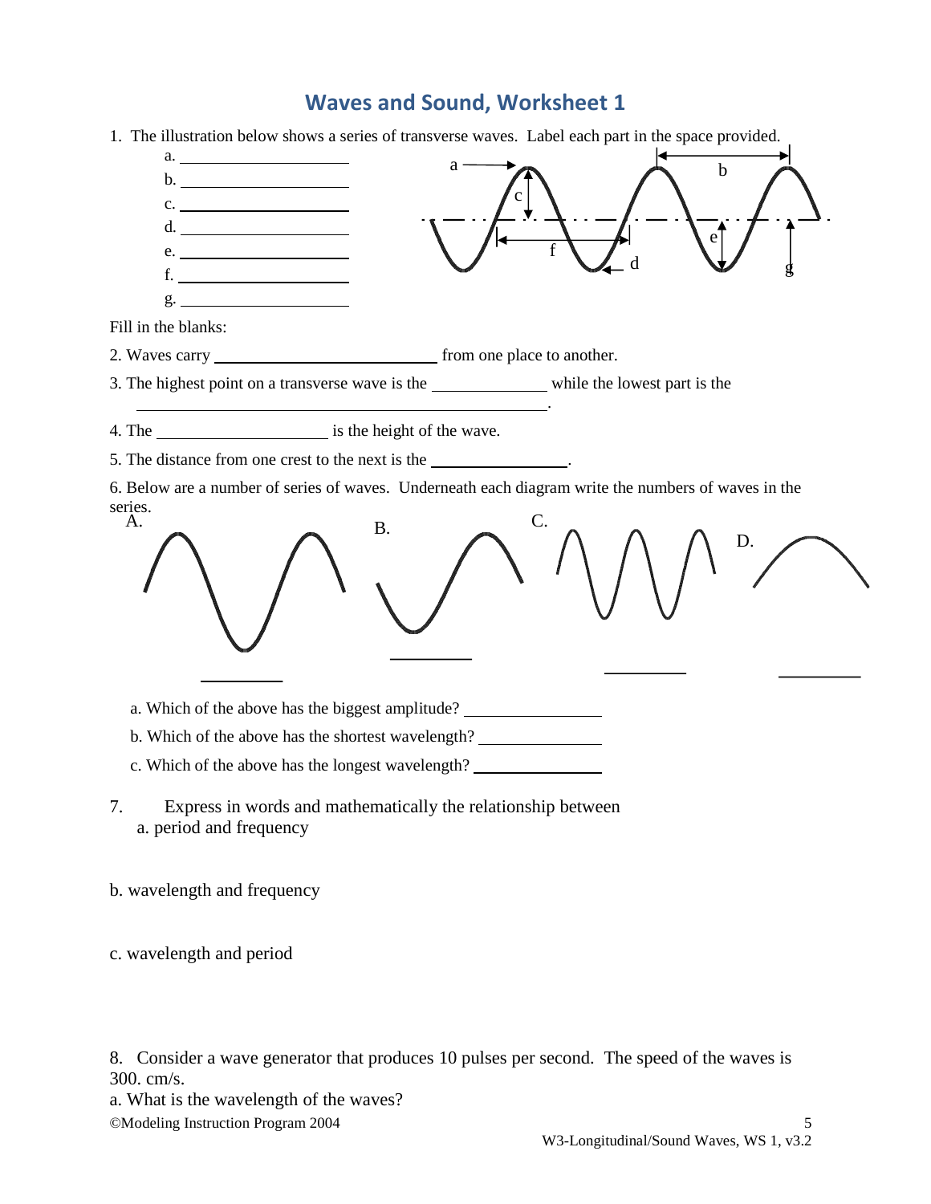# Waves and Sound, Worksheet 1

1. The illustration below shows a series of transverse waves. Label each part in the space provided.

   a. ____________________
   b. ____________________
   c. ____________________
   d. ____________________
   e. ____________________
   f. ____________________
   g. ____________________

Fill in the blanks:

2. Waves carry ________________________ from one place to another.

3. The highest point on a transverse wave is the ____________ while the lowest part is the ________________________________________.

4. The __________________ is the height of the wave.

5. The distance from one crest to the next is the ______________.

6. Below are a number of series of waves. Underneath each diagram write the numbers of waves in the series.

   A. ________ B. ________ C. ________ D. ________

   a. Which of the above has the biggest amplitude? ______________

   b. Which of the above has the shortest wavelength? ______________

   c. Which of the above has the longest wavelength? ______________

7. Express in words and mathematically the relationship between

   a. period and frequency

   b. wavelength and frequency

   c. wavelength and period

8. Consider a wave generator that produces 10 pulses per second. The speed of the waves is 300. cm/s.

   a. What is the wavelength of the waves?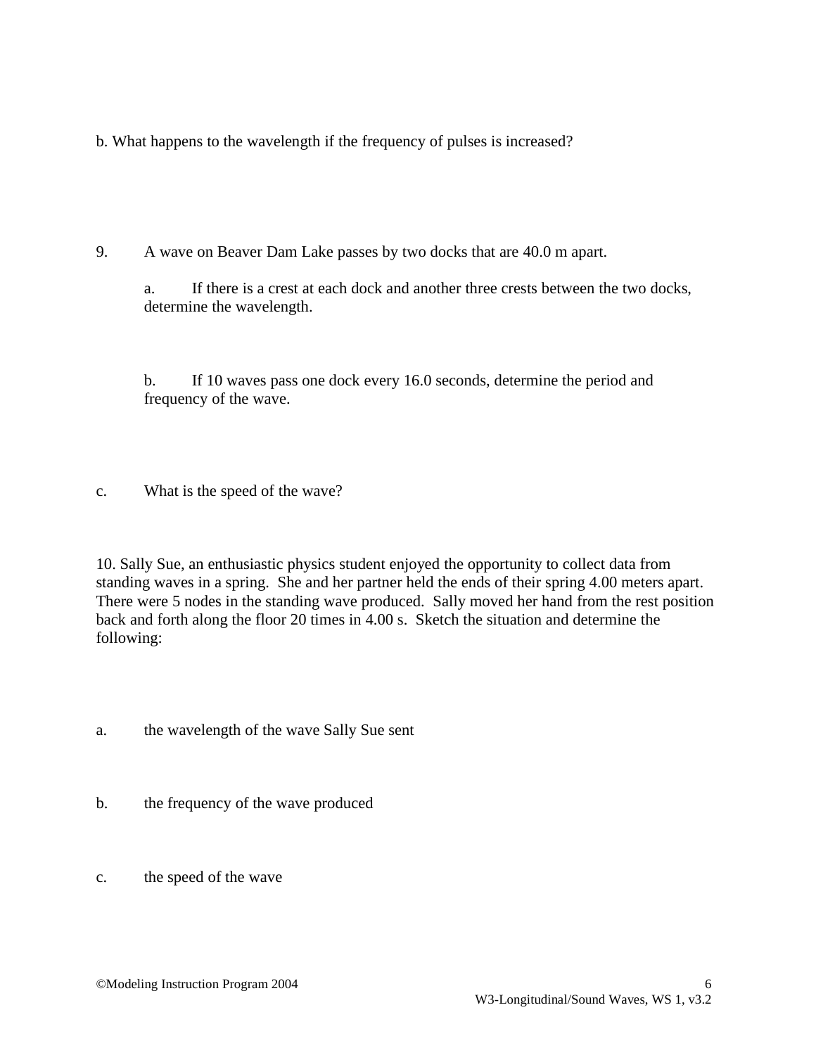b. What happens to the wavelength if the frequency of pulses is increased?

9. A wave on Beaver Dam Lake passes by two docks that are 40.0 m apart.

   a. If there is a crest at each dock and another three crests between the two docks, determine the wavelength.

   b. If 10 waves pass one dock every 16.0 seconds, determine the period and frequency of the wave.

c. What is the speed of the wave?

10. Sally Sue, an enthusiastic physics student enjoyed the opportunity to collect data from standing waves in a spring. She and her partner held the ends of their spring 4.00 meters apart. There were 5 nodes in the standing wave produced. Sally moved her hand from the rest position back and forth along the floor 20 times in 4.00 s. Sketch the situation and determine the following:

a. the wavelength of the wave Sally Sue sent

b. the frequency of the wave produced

c. the speed of the wave

©Modeling Instruction Program 2004

W3-Longitudinal/Sound Waves, WS 1, v3.2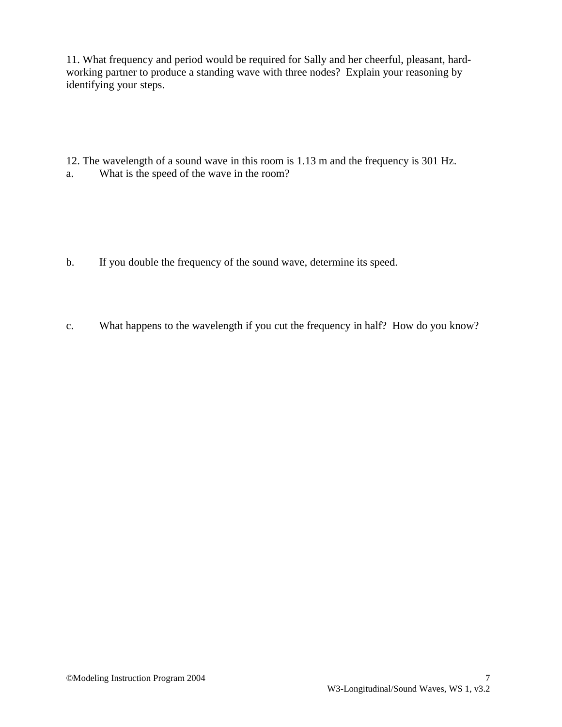11. What frequency and period would be required for Sally and her cheerful, pleasant, hard-working partner to produce a standing wave with three nodes? Explain your reasoning by identifying your steps.

12. The wavelength of a sound wave in this room is 1.13 m and the frequency is 301 Hz.

a. What is the speed of the wave in the room?

b. If you double the frequency of the sound wave, determine its speed.

c. What happens to the wavelength if you cut the frequency in half? How do you know?